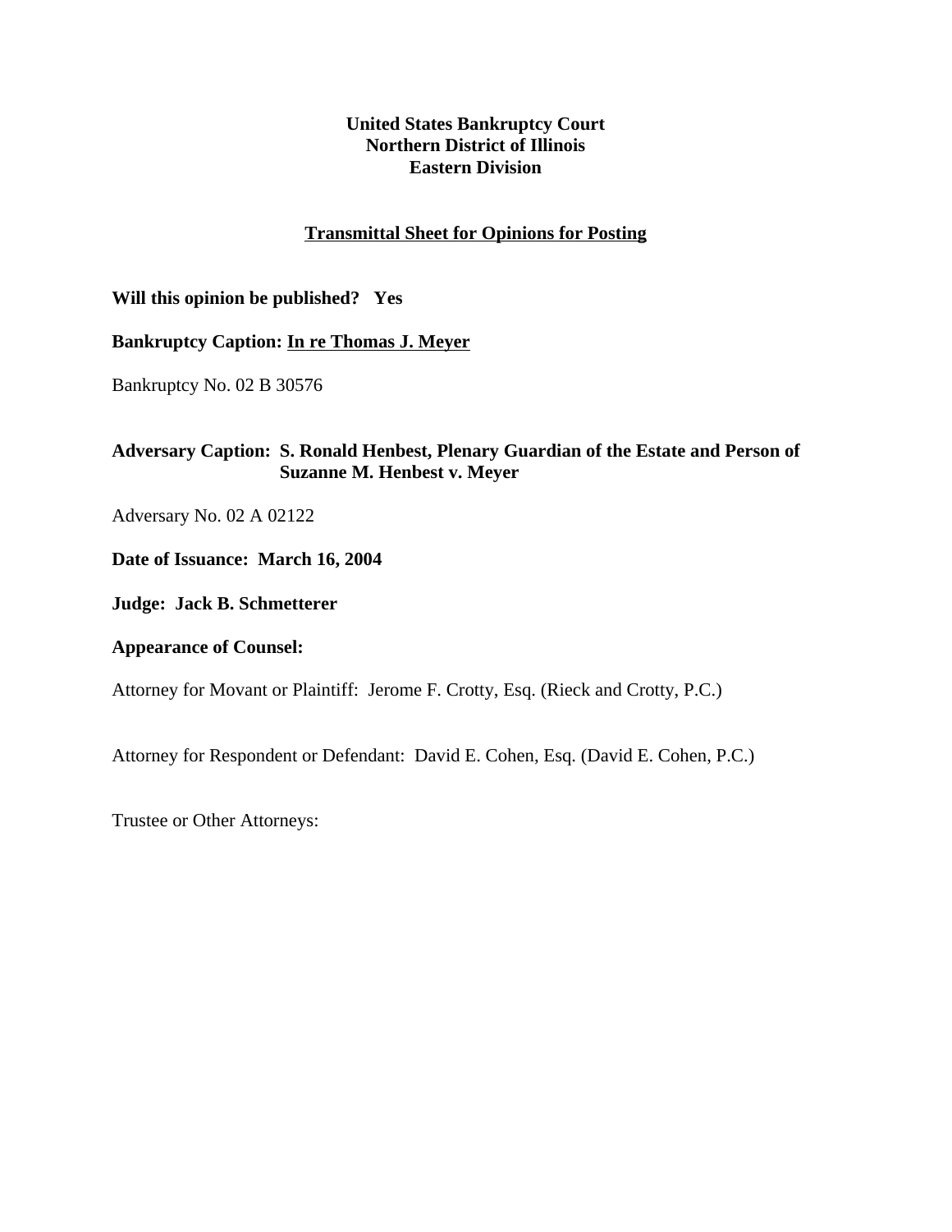**United States Bankruptcy Court**
**Northern District of Illinois**
**Eastern Division**

**Transmittal Sheet for Opinions for Posting**

**Will this opinion be published? Yes**

**Bankruptcy Caption: In re Thomas J. Meyer**

Bankruptcy No. 02 B 30576

**Adversary Caption: S. Ronald Henbest, Plenary Guardian of the Estate and Person of Suzanne M. Henbest v. Meyer**

Adversary No. 02 A 02122

**Date of Issuance: March 16, 2004**

**Judge: Jack B. Schmetterer**

**Appearance of Counsel:**

Attorney for Movant or Plaintiff: Jerome F. Crotty, Esq. (Rieck and Crotty, P.C.)

Attorney for Respondent or Defendant: David E. Cohen, Esq. (David E. Cohen, P.C.)

Trustee or Other Attorneys: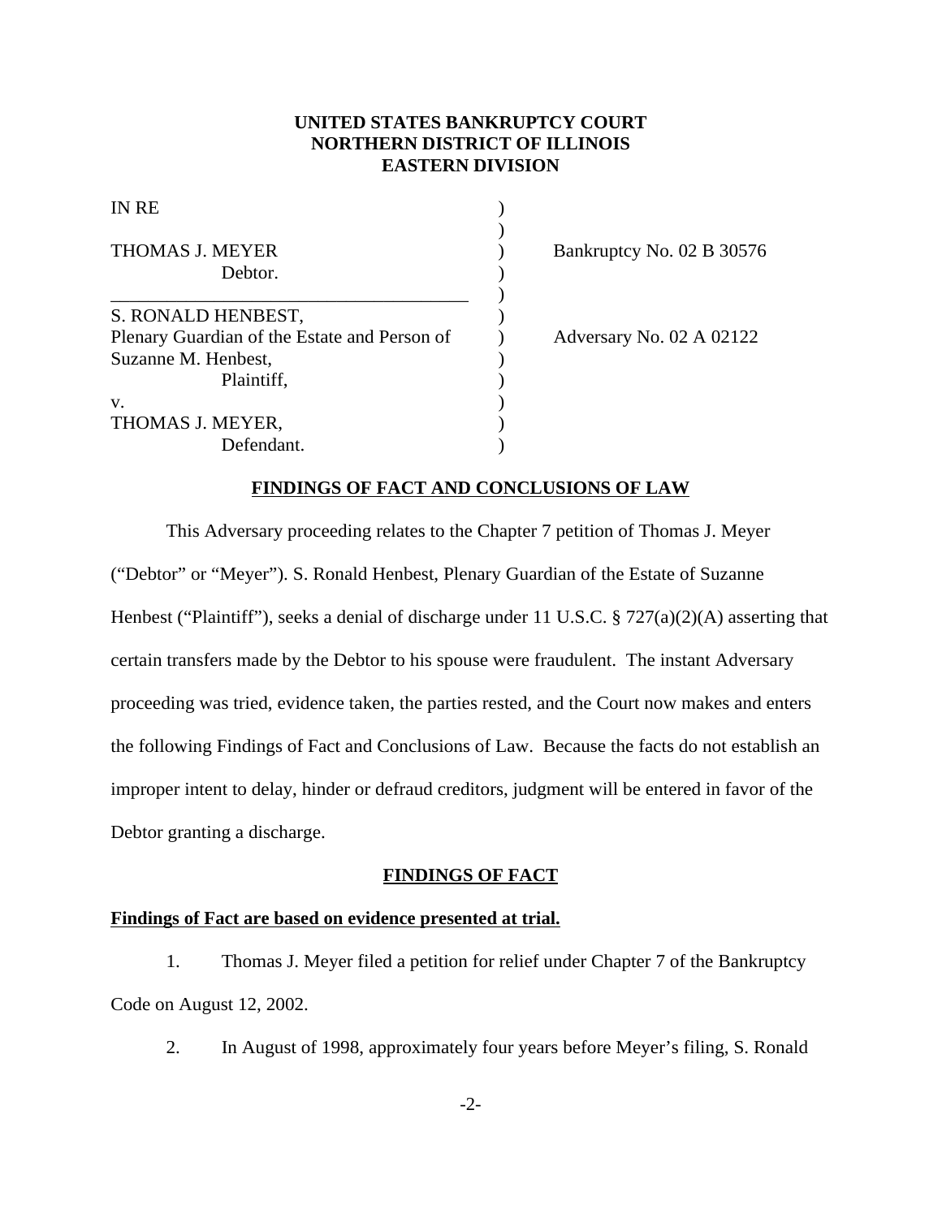**UNITED STATES BANKRUPTCY COURT**
**NORTHERN DISTRICT OF ILLINOIS**
**EASTERN DIVISION**

| | | |
|---|---|---|
| IN RE | ) | |
| | ) | |
| THOMAS J. MEYER | ) | Bankruptcy No. 02 B 30576 |
| Debtor. | ) | |
| | ) | |
| S. RONALD HENBEST, | ) | |
| Plenary Guardian of the Estate and Person of | ) | Adversary No. 02 A 02122 |
| Suzanne M. Henbest, | ) | |
| Plaintiff, | ) | |
| v. | ) | |
| THOMAS J. MEYER, | ) | |
| Defendant. | ) | |

## FINDINGS OF FACT AND CONCLUSIONS OF LAW

This Adversary proceeding relates to the Chapter 7 petition of Thomas J. Meyer ("Debtor" or "Meyer"). S. Ronald Henbest, Plenary Guardian of the Estate of Suzanne Henbest ("Plaintiff"), seeks a denial of discharge under 11 U.S.C. § 727(a)(2)(A) asserting that certain transfers made by the Debtor to his spouse were fraudulent. The instant Adversary proceeding was tried, evidence taken, the parties rested, and the Court now makes and enters the following Findings of Fact and Conclusions of Law. Because the facts do not establish an improper intent to delay, hinder or defraud creditors, judgment will be entered in favor of the Debtor granting a discharge.

## FINDINGS OF FACT

**Findings of Fact are based on evidence presented at trial.**

1. Thomas J. Meyer filed a petition for relief under Chapter 7 of the Bankruptcy Code on August 12, 2002.

2. In August of 1998, approximately four years before Meyer's filing, S. Ronald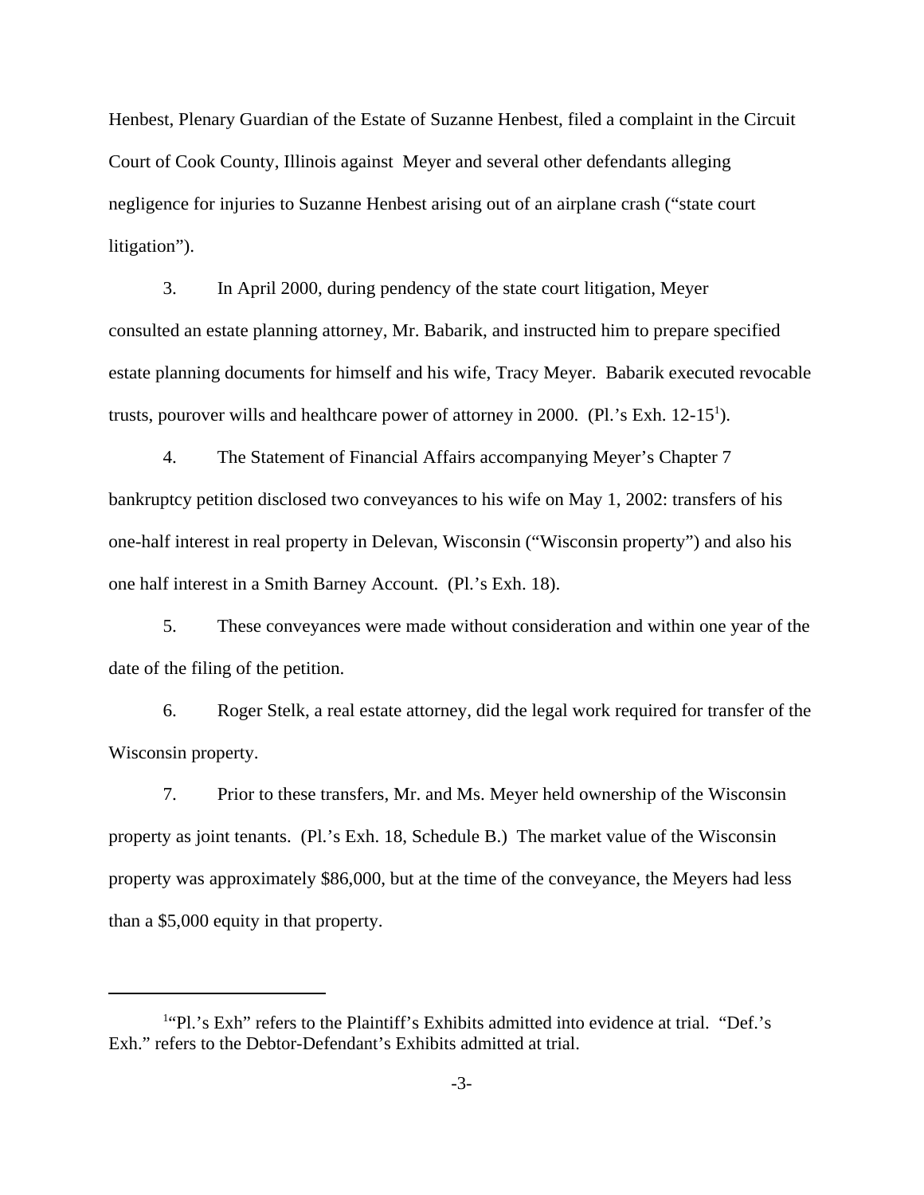Henbest, Plenary Guardian of the Estate of Suzanne Henbest, filed a complaint in the Circuit Court of Cook County, Illinois against Meyer and several other defendants alleging negligence for injuries to Suzanne Henbest arising out of an airplane crash ("state court litigation").

3. In April 2000, during pendency of the state court litigation, Meyer consulted an estate planning attorney, Mr. Babarik, and instructed him to prepare specified estate planning documents for himself and his wife, Tracy Meyer. Babarik executed revocable trusts, pourover wills and healthcare power of attorney in 2000. (Pl.'s Exh. 12-15[1]).

4. The Statement of Financial Affairs accompanying Meyer's Chapter 7 bankruptcy petition disclosed two conveyances to his wife on May 1, 2002: transfers of his one-half interest in real property in Delevan, Wisconsin ("Wisconsin property") and also his one half interest in a Smith Barney Account. (Pl.'s Exh. 18).

5. These conveyances were made without consideration and within one year of the date of the filing of the petition.

6. Roger Stelk, a real estate attorney, did the legal work required for transfer of the Wisconsin property.

7. Prior to these transfers, Mr. and Ms. Meyer held ownership of the Wisconsin property as joint tenants. (Pl.'s Exh. 18, Schedule B.) The market value of the Wisconsin property was approximately $86,000, but at the time of the conveyance, the Meyers had less than a $5,000 equity in that property.

---

[1] "Pl.'s Exh" refers to the Plaintiff's Exhibits admitted into evidence at trial. "Def.'s Exh." refers to the Debtor-Defendant's Exhibits admitted at trial.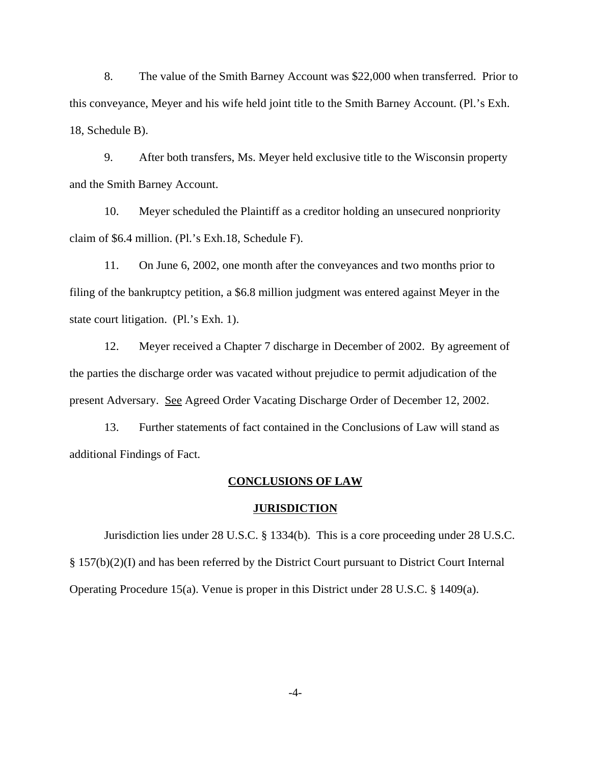8. The value of the Smith Barney Account was $22,000 when transferred. Prior to this conveyance, Meyer and his wife held joint title to the Smith Barney Account. (Pl.'s Exh. 18, Schedule B).

9. After both transfers, Ms. Meyer held exclusive title to the Wisconsin property and the Smith Barney Account.

10. Meyer scheduled the Plaintiff as a creditor holding an unsecured nonpriority claim of $6.4 million. (Pl.'s Exh.18, Schedule F).

11. On June 6, 2002, one month after the conveyances and two months prior to filing of the bankruptcy petition, a $6.8 million judgment was entered against Meyer in the state court litigation. (Pl.'s Exh. 1).

12. Meyer received a Chapter 7 discharge in December of 2002. By agreement of the parties the discharge order was vacated without prejudice to permit adjudication of the present Adversary. See Agreed Order Vacating Discharge Order of December 12, 2002.

13. Further statements of fact contained in the Conclusions of Law will stand as additional Findings of Fact.

## CONCLUSIONS OF LAW

### JURISDICTION

Jurisdiction lies under 28 U.S.C. § 1334(b). This is a core proceeding under 28 U.S.C. § 157(b)(2)(I) and has been referred by the District Court pursuant to District Court Internal Operating Procedure 15(a). Venue is proper in this District under 28 U.S.C. § 1409(a).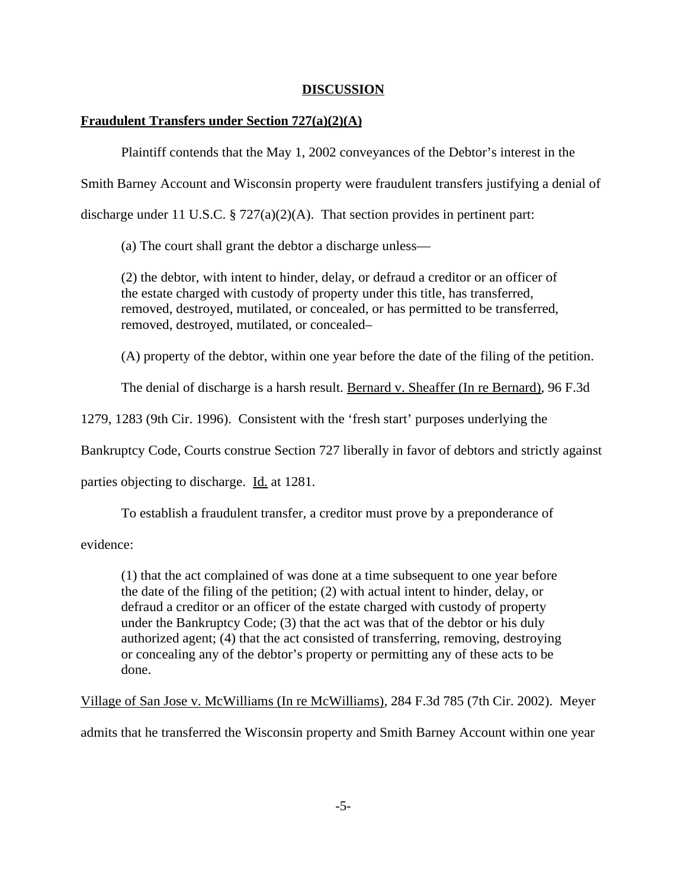**DISCUSSION**

**Fraudulent Transfers under Section 727(a)(2)(A)**

Plaintiff contends that the May 1, 2002 conveyances of the Debtor's interest in the Smith Barney Account and Wisconsin property were fraudulent transfers justifying a denial of discharge under 11 U.S.C. § 727(a)(2)(A). That section provides in pertinent part:

> (a) The court shall grant the debtor a discharge unless—
>
> (2) the debtor, with intent to hinder, delay, or defraud a creditor or an officer of the estate charged with custody of property under this title, has transferred, removed, destroyed, mutilated, or concealed, or has permitted to be transferred, removed, destroyed, mutilated, or concealed–
>
> (A) property of the debtor, within one year before the date of the filing of the petition.

The denial of discharge is a harsh result. Bernard v. Sheaffer (In re Bernard), 96 F.3d 1279, 1283 (9th Cir. 1996). Consistent with the 'fresh start' purposes underlying the Bankruptcy Code, Courts construe Section 727 liberally in favor of debtors and strictly against parties objecting to discharge. Id. at 1281.

To establish a fraudulent transfer, a creditor must prove by a preponderance of evidence:

> (1) that the act complained of was done at a time subsequent to one year before the date of the filing of the petition; (2) with actual intent to hinder, delay, or defraud a creditor or an officer of the estate charged with custody of property under the Bankruptcy Code; (3) that the act was that of the debtor or his duly authorized agent; (4) that the act consisted of transferring, removing, destroying or concealing any of the debtor's property or permitting any of these acts to be done.

Village of San Jose v. McWilliams (In re McWilliams), 284 F.3d 785 (7th Cir. 2002). Meyer admits that he transferred the Wisconsin property and Smith Barney Account within one year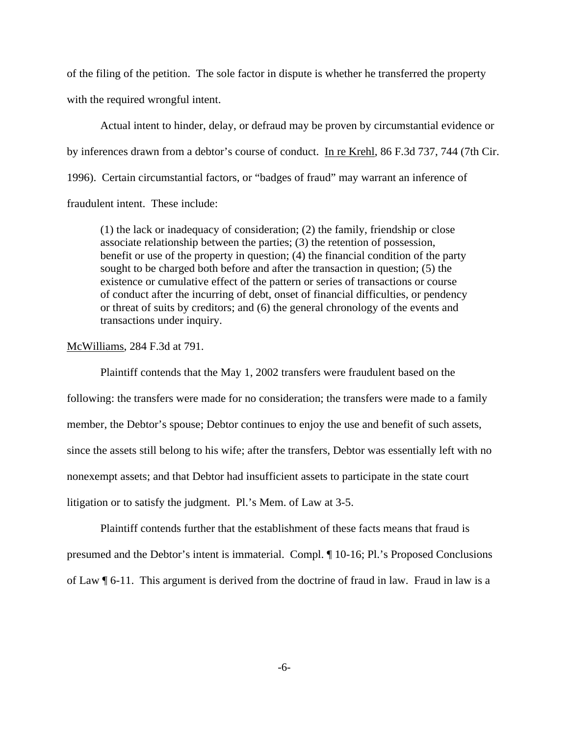of the filing of the petition. The sole factor in dispute is whether he transferred the property with the required wrongful intent.

Actual intent to hinder, delay, or defraud may be proven by circumstantial evidence or by inferences drawn from a debtor's course of conduct. In re Krehl, 86 F.3d 737, 744 (7th Cir. 1996). Certain circumstantial factors, or "badges of fraud" may warrant an inference of fraudulent intent. These include:

> (1) the lack or inadequacy of consideration; (2) the family, friendship or close associate relationship between the parties; (3) the retention of possession, benefit or use of the property in question; (4) the financial condition of the party sought to be charged both before and after the transaction in question; (5) the existence or cumulative effect of the pattern or series of transactions or course of conduct after the incurring of debt, onset of financial difficulties, or pendency or threat of suits by creditors; and (6) the general chronology of the events and transactions under inquiry.

McWilliams, 284 F.3d at 791.

Plaintiff contends that the May 1, 2002 transfers were fraudulent based on the following: the transfers were made for no consideration; the transfers were made to a family member, the Debtor's spouse; Debtor continues to enjoy the use and benefit of such assets, since the assets still belong to his wife; after the transfers, Debtor was essentially left with no nonexempt assets; and that Debtor had insufficient assets to participate in the state court litigation or to satisfy the judgment. Pl.'s Mem. of Law at 3-5.

Plaintiff contends further that the establishment of these facts means that fraud is presumed and the Debtor's intent is immaterial. Compl. ¶ 10-16; Pl.'s Proposed Conclusions of Law ¶ 6-11. This argument is derived from the doctrine of fraud in law. Fraud in law is a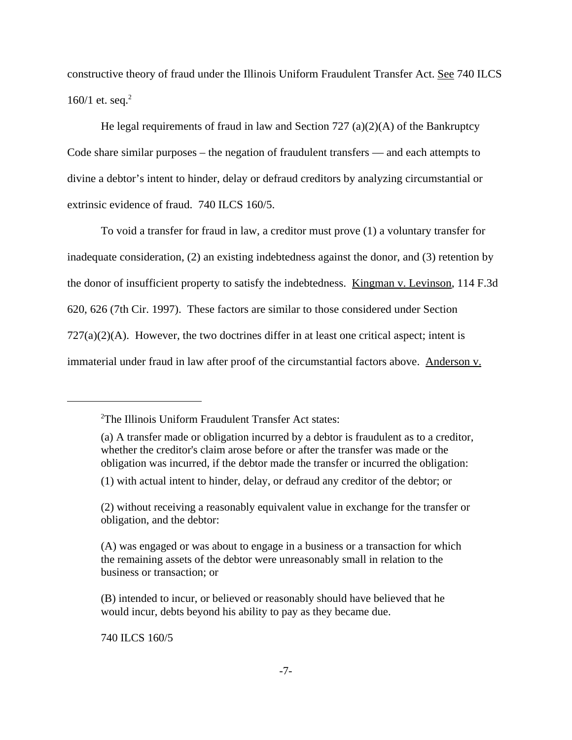constructive theory of fraud under the Illinois Uniform Fraudulent Transfer Act. See 740 ILCS 160/1 et. seq.[2]

He legal requirements of fraud in law and Section 727 (a)(2)(A) of the Bankruptcy Code share similar purposes – the negation of fraudulent transfers — and each attempts to divine a debtor's intent to hinder, delay or defraud creditors by analyzing circumstantial or extrinsic evidence of fraud. 740 ILCS 160/5.

To void a transfer for fraud in law, a creditor must prove (1) a voluntary transfer for inadequate consideration, (2) an existing indebtedness against the donor, and (3) retention by the donor of insufficient property to satisfy the indebtedness. Kingman v. Levinson, 114 F.3d 620, 626 (7th Cir. 1997). These factors are similar to those considered under Section 727(a)(2)(A). However, the two doctrines differ in at least one critical aspect; intent is immaterial under fraud in law after proof of the circumstantial factors above. Anderson v.

---

[2] The Illinois Uniform Fraudulent Transfer Act states:

(a) A transfer made or obligation incurred by a debtor is fraudulent as to a creditor, whether the creditor's claim arose before or after the transfer was made or the obligation was incurred, if the debtor made the transfer or incurred the obligation:

(1) with actual intent to hinder, delay, or defraud any creditor of the debtor; or

(2) without receiving a reasonably equivalent value in exchange for the transfer or obligation, and the debtor:

(A) was engaged or was about to engage in a business or a transaction for which the remaining assets of the debtor were unreasonably small in relation to the business or transaction; or

(B) intended to incur, or believed or reasonably should have believed that he would incur, debts beyond his ability to pay as they became due.

740 ILCS 160/5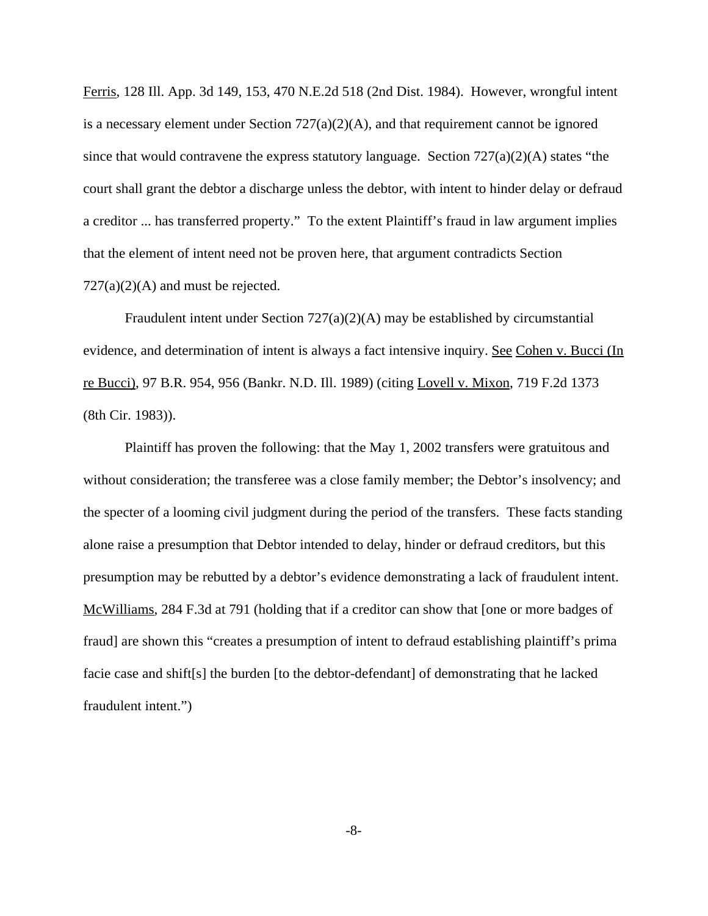Ferris, 128 Ill. App. 3d 149, 153, 470 N.E.2d 518 (2nd Dist. 1984). However, wrongful intent is a necessary element under Section 727(a)(2)(A), and that requirement cannot be ignored since that would contravene the express statutory language. Section 727(a)(2)(A) states "the court shall grant the debtor a discharge unless the debtor, with intent to hinder delay or defraud a creditor ... has transferred property." To the extent Plaintiff's fraud in law argument implies that the element of intent need not be proven here, that argument contradicts Section 727(a)(2)(A) and must be rejected.

Fraudulent intent under Section 727(a)(2)(A) may be established by circumstantial evidence, and determination of intent is always a fact intensive inquiry. See Cohen v. Bucci (In re Bucci), 97 B.R. 954, 956 (Bankr. N.D. Ill. 1989) (citing Lovell v. Mixon, 719 F.2d 1373 (8th Cir. 1983)).

Plaintiff has proven the following: that the May 1, 2002 transfers were gratuitous and without consideration; the transferee was a close family member; the Debtor's insolvency; and the specter of a looming civil judgment during the period of the transfers. These facts standing alone raise a presumption that Debtor intended to delay, hinder or defraud creditors, but this presumption may be rebutted by a debtor's evidence demonstrating a lack of fraudulent intent. McWilliams, 284 F.3d at 791 (holding that if a creditor can show that [one or more badges of fraud] are shown this "creates a presumption of intent to defraud establishing plaintiff's prima facie case and shift[s] the burden [to the debtor-defendant] of demonstrating that he lacked fraudulent intent.")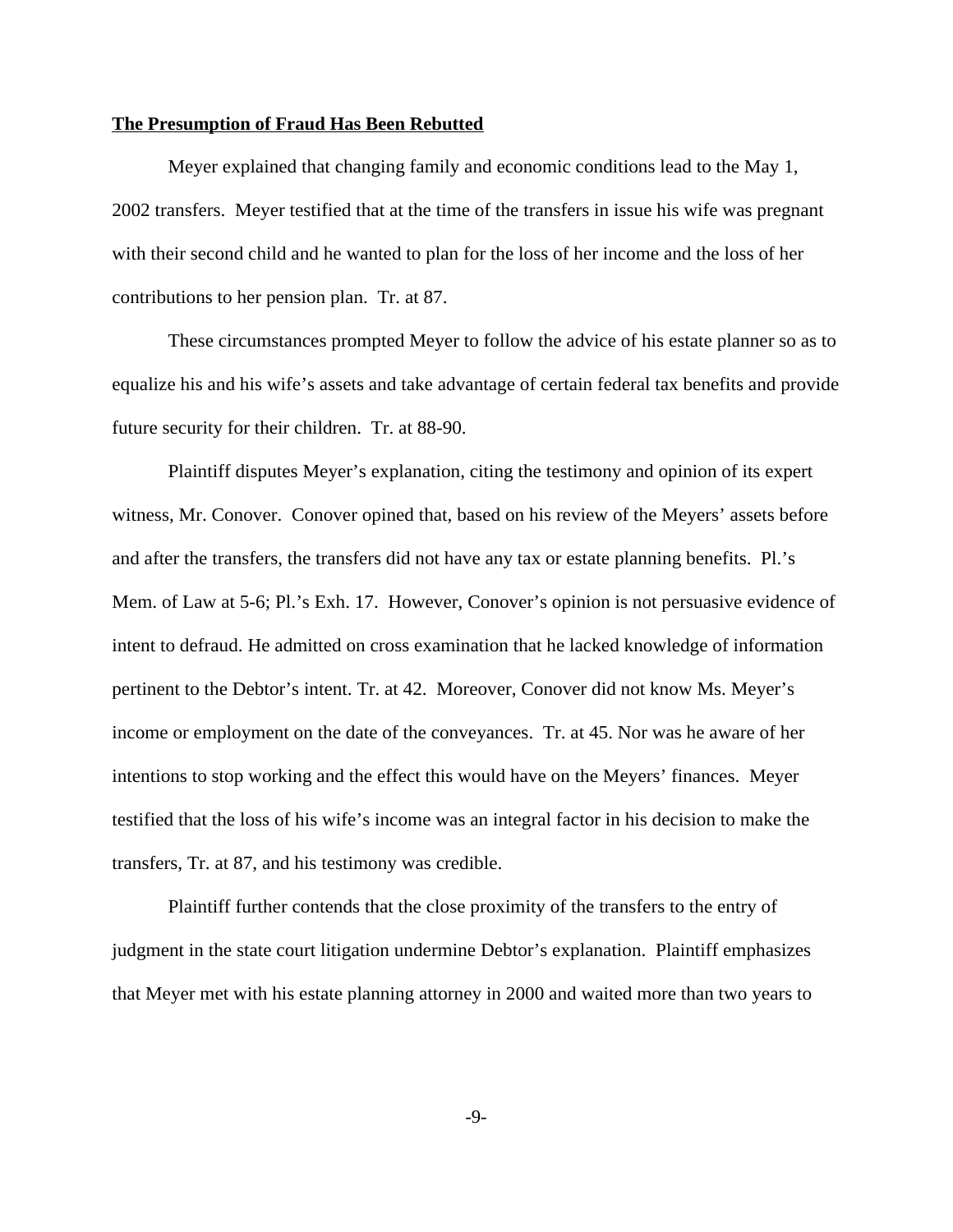**The Presumption of Fraud Has Been Rebutted**

Meyer explained that changing family and economic conditions lead to the May 1, 2002 transfers. Meyer testified that at the time of the transfers in issue his wife was pregnant with their second child and he wanted to plan for the loss of her income and the loss of her contributions to her pension plan. Tr. at 87.

These circumstances prompted Meyer to follow the advice of his estate planner so as to equalize his and his wife's assets and take advantage of certain federal tax benefits and provide future security for their children. Tr. at 88-90.

Plaintiff disputes Meyer's explanation, citing the testimony and opinion of its expert witness, Mr. Conover. Conover opined that, based on his review of the Meyers' assets before and after the transfers, the transfers did not have any tax or estate planning benefits. Pl.'s Mem. of Law at 5-6; Pl.'s Exh. 17. However, Conover's opinion is not persuasive evidence of intent to defraud. He admitted on cross examination that he lacked knowledge of information pertinent to the Debtor's intent. Tr. at 42. Moreover, Conover did not know Ms. Meyer's income or employment on the date of the conveyances. Tr. at 45. Nor was he aware of her intentions to stop working and the effect this would have on the Meyers' finances. Meyer testified that the loss of his wife's income was an integral factor in his decision to make the transfers, Tr. at 87, and his testimony was credible.

Plaintiff further contends that the close proximity of the transfers to the entry of judgment in the state court litigation undermine Debtor's explanation. Plaintiff emphasizes that Meyer met with his estate planning attorney in 2000 and waited more than two years to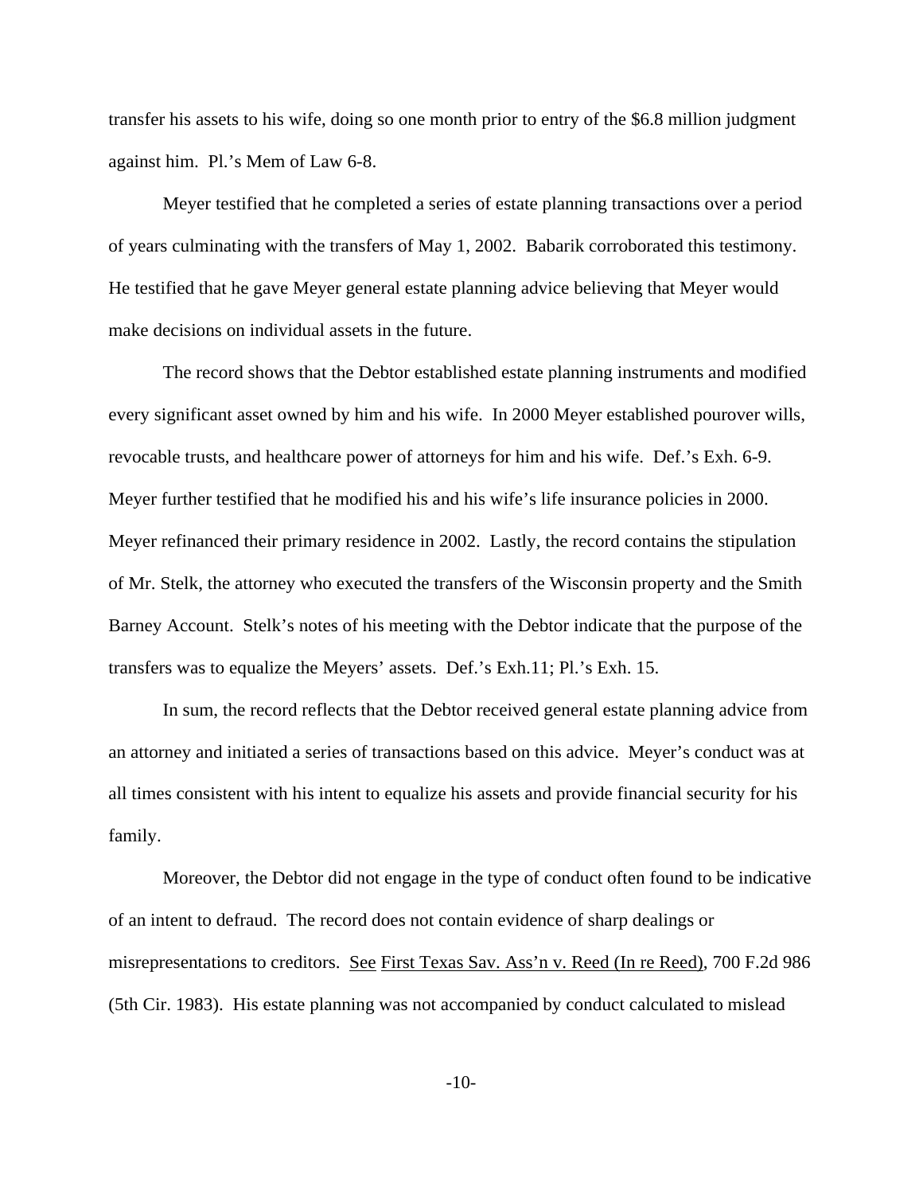transfer his assets to his wife, doing so one month prior to entry of the $6.8 million judgment against him. Pl.'s Mem of Law 6-8.

Meyer testified that he completed a series of estate planning transactions over a period of years culminating with the transfers of May 1, 2002. Babarik corroborated this testimony. He testified that he gave Meyer general estate planning advice believing that Meyer would make decisions on individual assets in the future.

The record shows that the Debtor established estate planning instruments and modified every significant asset owned by him and his wife. In 2000 Meyer established pourover wills, revocable trusts, and healthcare power of attorneys for him and his wife. Def.'s Exh. 6-9. Meyer further testified that he modified his and his wife's life insurance policies in 2000. Meyer refinanced their primary residence in 2002. Lastly, the record contains the stipulation of Mr. Stelk, the attorney who executed the transfers of the Wisconsin property and the Smith Barney Account. Stelk's notes of his meeting with the Debtor indicate that the purpose of the transfers was to equalize the Meyers' assets. Def.'s Exh.11; Pl.'s Exh. 15.

In sum, the record reflects that the Debtor received general estate planning advice from an attorney and initiated a series of transactions based on this advice. Meyer's conduct was at all times consistent with his intent to equalize his assets and provide financial security for his family.

Moreover, the Debtor did not engage in the type of conduct often found to be indicative of an intent to defraud. The record does not contain evidence of sharp dealings or misrepresentations to creditors. See First Texas Sav. Ass'n v. Reed (In re Reed), 700 F.2d 986 (5th Cir. 1983). His estate planning was not accompanied by conduct calculated to mislead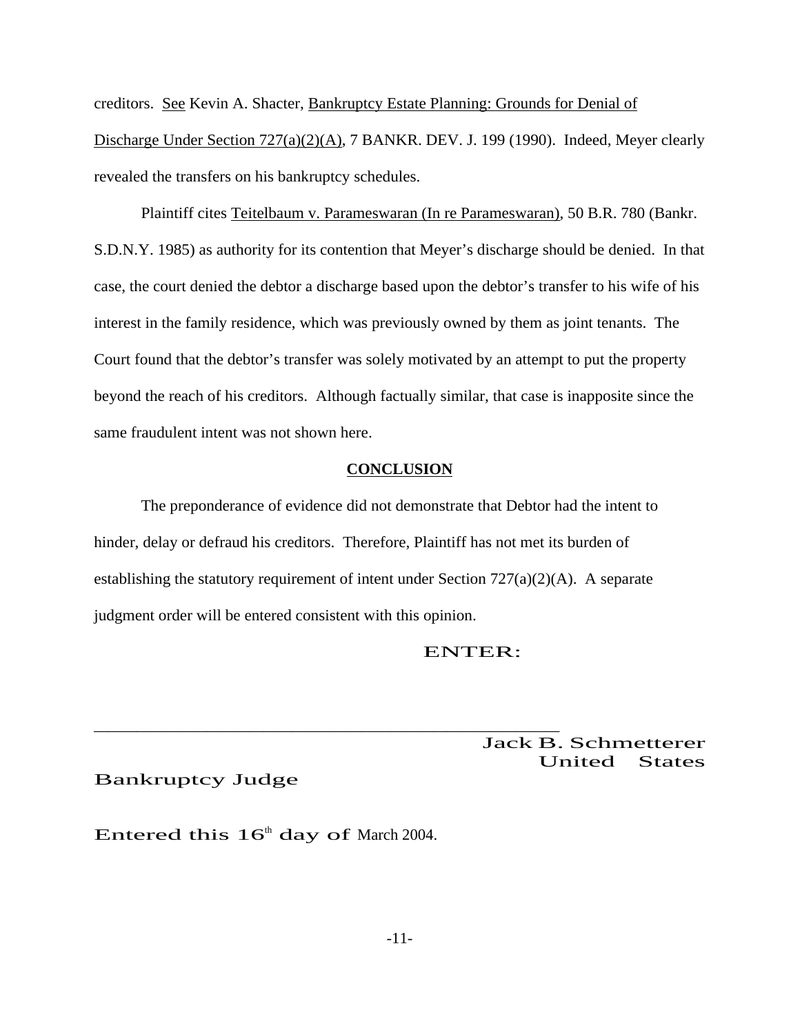creditors. See Kevin A. Shacter, Bankruptcy Estate Planning: Grounds for Denial of Discharge Under Section 727(a)(2)(A), 7 BANKR. DEV. J. 199 (1990). Indeed, Meyer clearly revealed the transfers on his bankruptcy schedules.

Plaintiff cites Teitelbaum v. Parameswaran (In re Parameswaran), 50 B.R. 780 (Bankr. S.D.N.Y. 1985) as authority for its contention that Meyer's discharge should be denied. In that case, the court denied the debtor a discharge based upon the debtor's transfer to his wife of his interest in the family residence, which was previously owned by them as joint tenants. The Court found that the debtor's transfer was solely motivated by an attempt to put the property beyond the reach of his creditors. Although factually similar, that case is inapposite since the same fraudulent intent was not shown here.

**CONCLUSION**

The preponderance of evidence did not demonstrate that Debtor had the intent to hinder, delay or defraud his creditors. Therefore, Plaintiff has not met its burden of establishing the statutory requirement of intent under Section 727(a)(2)(A). A separate judgment order will be entered consistent with this opinion.

ENTER:

\_\_\_\_\_\_\_\_\_\_\_\_\_\_\_\_\_\_\_\_\_\_\_\_\_\_\_\_\_\_\_\_\_\_\_\_\_\_\_\_\_\_\_\_\_\_\_\_\_\_

Jack B. Schmetterer
United States Bankruptcy Judge

Entered this 16th day of March 2004.